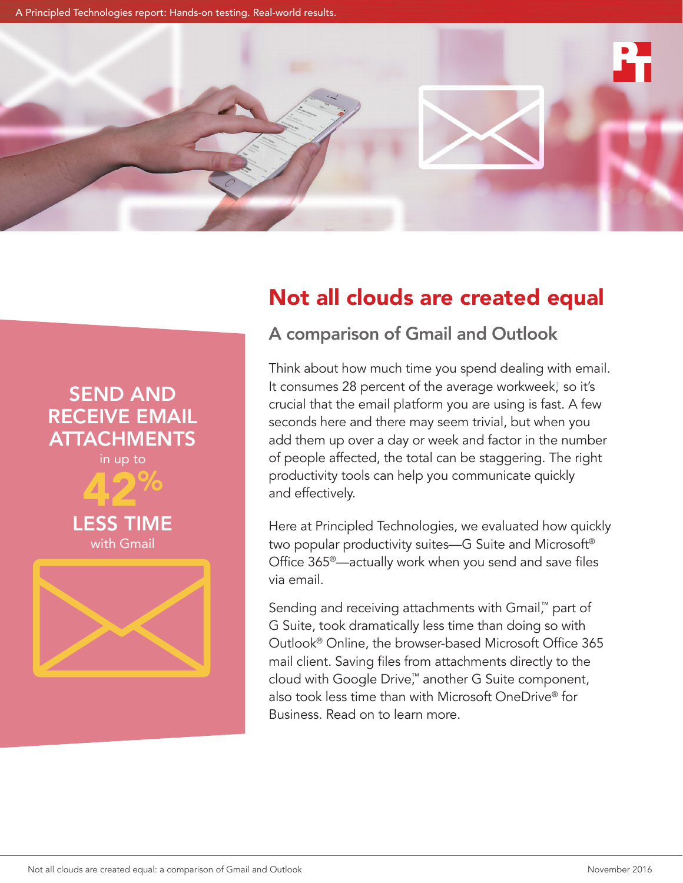A Principled Technologies report: Hands-on testing. Real-world results.

SEND AND RECEIVE EMAIL ATTACHMENTS in up to **42%** LESS TIME with Gmail

# Not all clouds are created equal

## A comparison of Gmail and Outlook

Think about how much time you spend dealing with email. It consumes 28 percent of the average workweek,[1] so it's crucial that the email platform you are using is fast. A few seconds here and there may seem trivial, but when you add them up over a day or week and factor in the number of people affected, the total can be staggering. The right productivity tools can help you communicate quickly and effectively.

Here at Principled Technologies, we evaluated how quickly two popular productivity suites—G Suite and Microsoft® Office 365®—actually work when you send and save files via email.

Sending and receiving attachments with Gmail,™ part of G Suite, took dramatically less time than doing so with Outlook® Online, the browser-based Microsoft Office 365 mail client. Saving files from attachments directly to the cloud with Google Drive,™ another G Suite component, also took less time than with Microsoft OneDrive® for Business. Read on to learn more.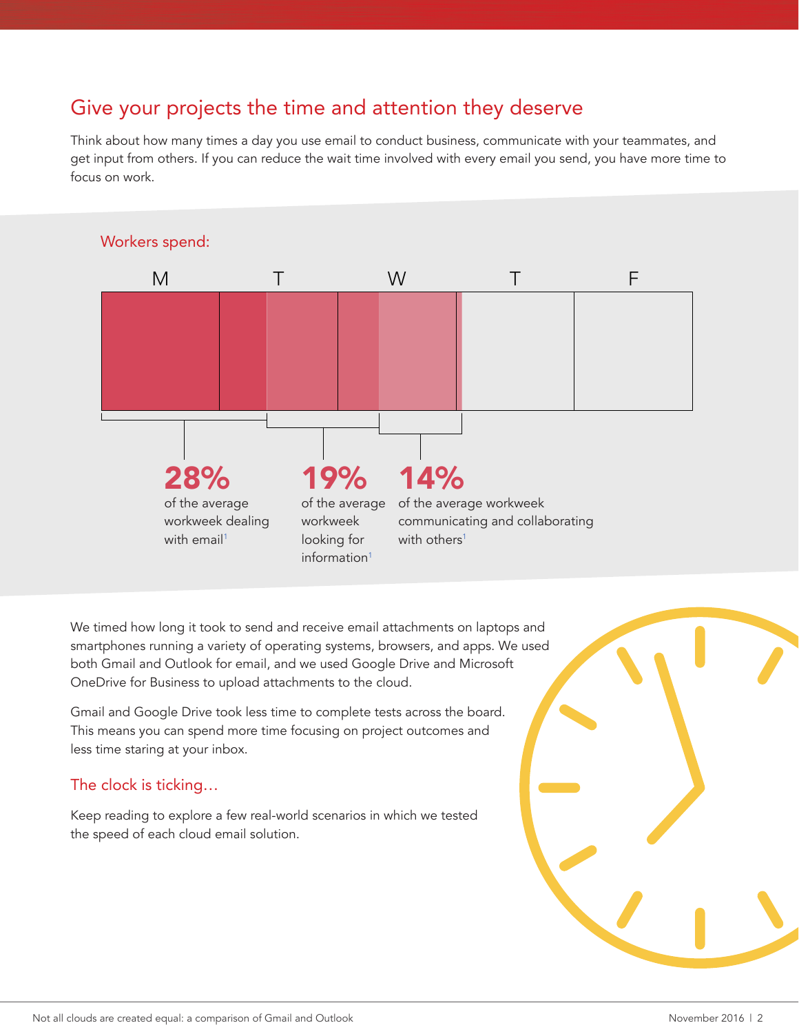## Give your projects the time and attention they deserve

Think about how many times a day you use email to conduct business, communicate with your teammates, and get input from others. If you can reduce the wait time involved with every email you send, you have more time to focus on work.

Workers spend:

M T W T F

**28%** of the average workweek dealing with email[1]

**19%** of the average workweek looking for information[1]

**14%** of the average workweek communicating and collaborating with others[1]

We timed how long it took to send and receive email attachments on laptops and smartphones running a variety of operating systems, browsers, and apps. We used both Gmail and Outlook for email, and we used Google Drive and Microsoft OneDrive for Business to upload attachments to the cloud.

Gmail and Google Drive took less time to complete tests across the board. This means you can spend more time focusing on project outcomes and less time staring at your inbox.

### The clock is ticking…

Keep reading to explore a few real-world scenarios in which we tested the speed of each cloud email solution.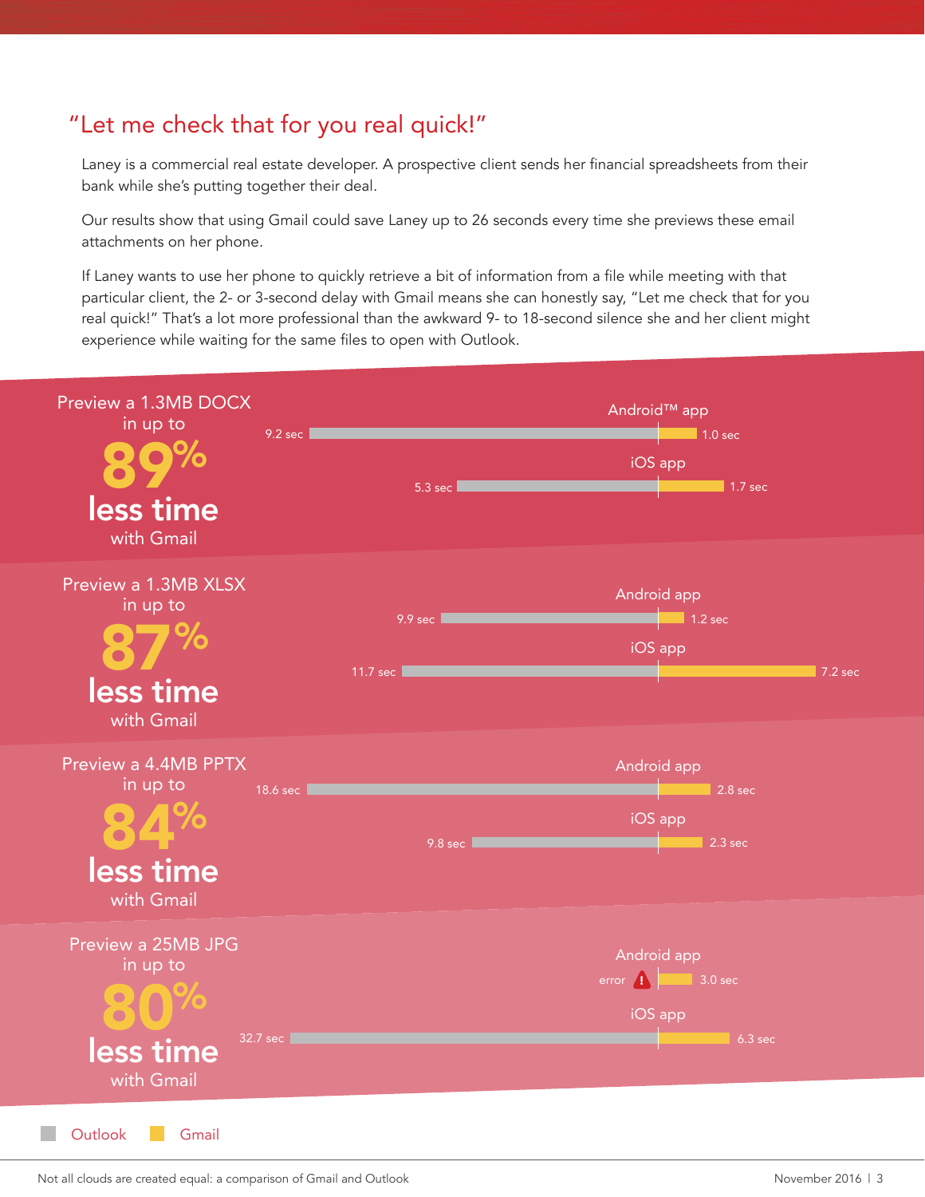## "Let me check that for you real quick!"

Laney is a commercial real estate developer. A prospective client sends her financial spreadsheets from their bank while she's putting together their deal.

Our results show that using Gmail could save Laney up to 26 seconds every time she previews these email attachments on her phone.

If Laney wants to use her phone to quickly retrieve a bit of information from a file while meeting with that particular client, the 2- or 3-second delay with Gmail means she can honestly say, "Let me check that for you real quick!" That's a lot more professional than the awkward 9- to 18-second silence she and her client might experience while waiting for the same files to open with Outlook.

**Preview a 1.3MB DOCX in up to 89% less time with Gmail**

| App | Outlook | Gmail |
|---|---|---|
| Android™ app | 9.2 sec | 1.0 sec |
| iOS app | 5.3 sec | 1.7 sec |

**Preview a 1.3MB XLSX in up to 87% less time with Gmail**

| App | Outlook | Gmail |
|---|---|---|
| Android app | 9.9 sec | 1.2 sec |
| iOS app | 11.7 sec | 7.2 sec |

**Preview a 4.4MB PPTX in up to 84% less time with Gmail**

| App | Outlook | Gmail |
|---|---|---|
| Android app | 18.6 sec | 2.8 sec |
| iOS app | 9.8 sec | 2.3 sec |

**Preview a 25MB JPG in up to 80% less time with Gmail**

| App | Outlook | Gmail |
|---|---|---|
| Android app | error | 3.0 sec |
| iOS app | 32.7 sec | 6.3 sec |

Outlook | Gmail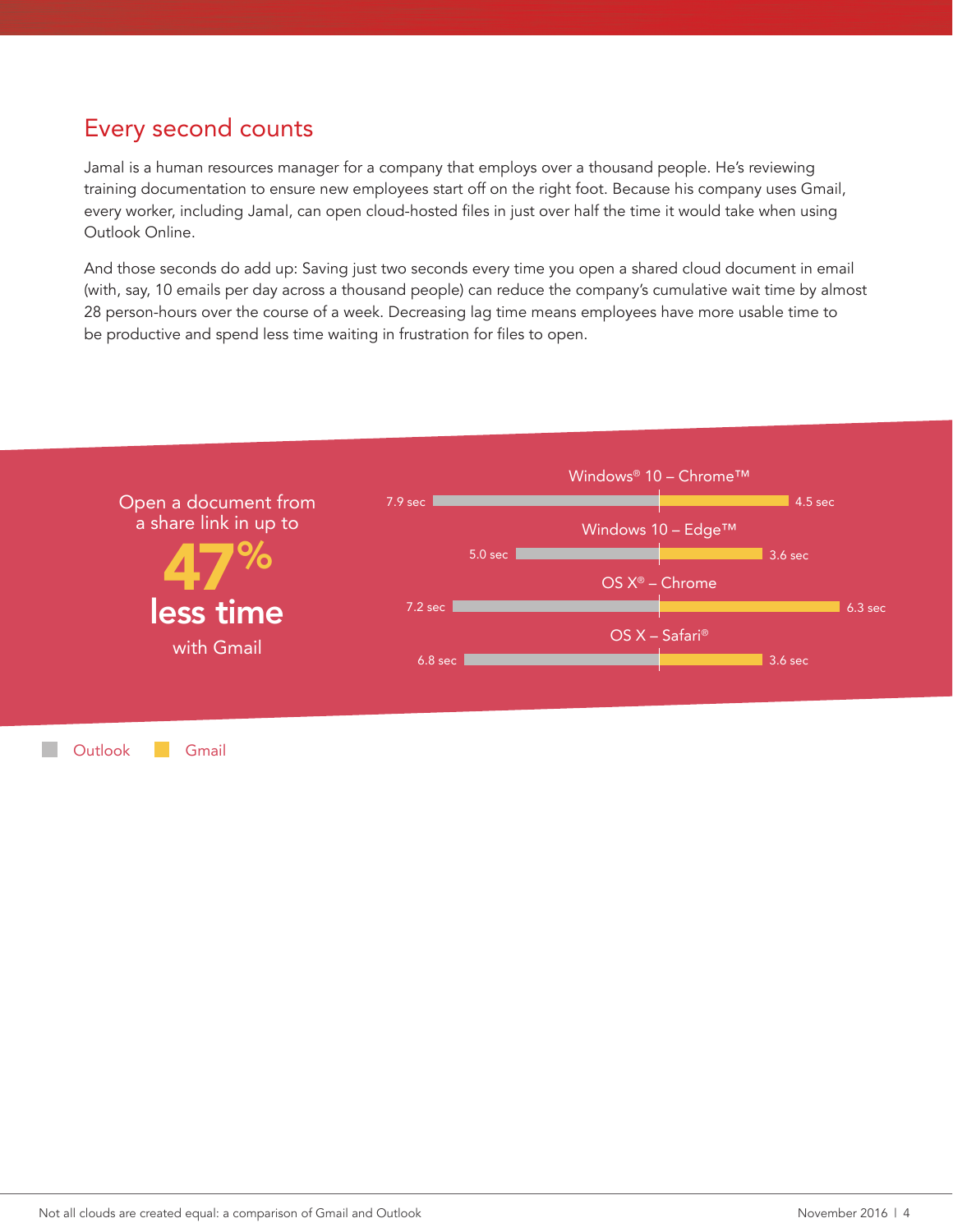## Every second counts

Jamal is a human resources manager for a company that employs over a thousand people. He's reviewing training documentation to ensure new employees start off on the right foot. Because his company uses Gmail, every worker, including Jamal, can open cloud-hosted files in just over half the time it would take when using Outlook Online.

And those seconds do add up: Saving just two seconds every time you open a shared cloud document in email (with, say, 10 emails per day across a thousand people) can reduce the company's cumulative wait time by almost 28 person-hours over the course of a week. Decreasing lag time means employees have more usable time to be productive and spend less time waiting in frustration for files to open.

Open a document from a share link in up to

**47%**

**less time**

with Gmail

| Platform | Outlook | Gmail |
| --- | --- | --- |
| Windows® 10 – Chrome™ | 7.9 sec | 4.5 sec |
| Windows 10 – Edge™ | 5.0 sec | 3.6 sec |
| OS X® – Chrome | 7.2 sec | 6.3 sec |
| OS X – Safari® | 6.8 sec | 3.6 sec |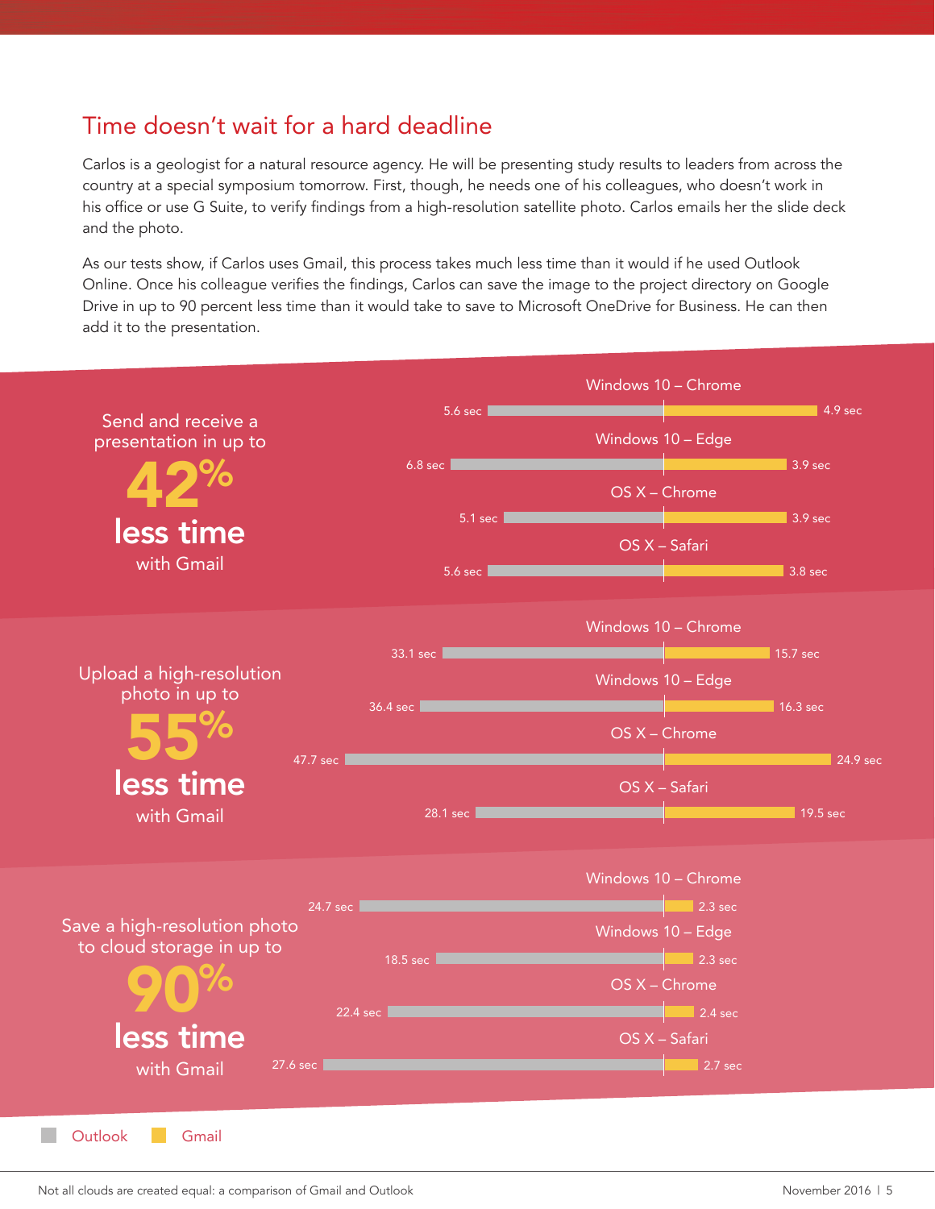## Time doesn't wait for a hard deadline

Carlos is a geologist for a natural resource agency. He will be presenting study results to leaders from across the country at a special symposium tomorrow. First, though, he needs one of his colleagues, who doesn't work in his office or use G Suite, to verify findings from a high-resolution satellite photo. Carlos emails her the slide deck and the photo.

As our tests show, if Carlos uses Gmail, this process takes much less time than it would if he used Outlook Online. Once his colleague verifies the findings, Carlos can save the image to the project directory on Google Drive in up to 90 percent less time than it would take to save to Microsoft OneDrive for Business. He can then add it to the presentation.

**Send and receive a presentation in up to 42% less time with Gmail**

| | Outlook | Gmail |
|---|---|---|
| Windows 10 – Chrome | 5.6 sec | 4.9 sec |
| Windows 10 – Edge | 6.8 sec | 3.9 sec |
| OS X – Chrome | 5.1 sec | 3.9 sec |
| OS X – Safari | 5.6 sec | 3.8 sec |

**Upload a high-resolution photo in up to 55% less time with Gmail**

| | Outlook | Gmail |
|---|---|---|
| Windows 10 – Chrome | 33.1 sec | 15.7 sec |
| Windows 10 – Edge | 36.4 sec | 16.3 sec |
| OS X – Chrome | 47.7 sec | 24.9 sec |
| OS X – Safari | 28.1 sec | 19.5 sec |

**Save a high-resolution photo to cloud storage in up to 90% less time with Gmail**

| | Outlook | Gmail |
|---|---|---|
| Windows 10 – Chrome | 24.7 sec | 2.3 sec |
| Windows 10 – Edge | 18.5 sec | 2.3 sec |
| OS X – Chrome | 22.4 sec | 2.4 sec |
| OS X – Safari | 27.6 sec | 2.7 sec |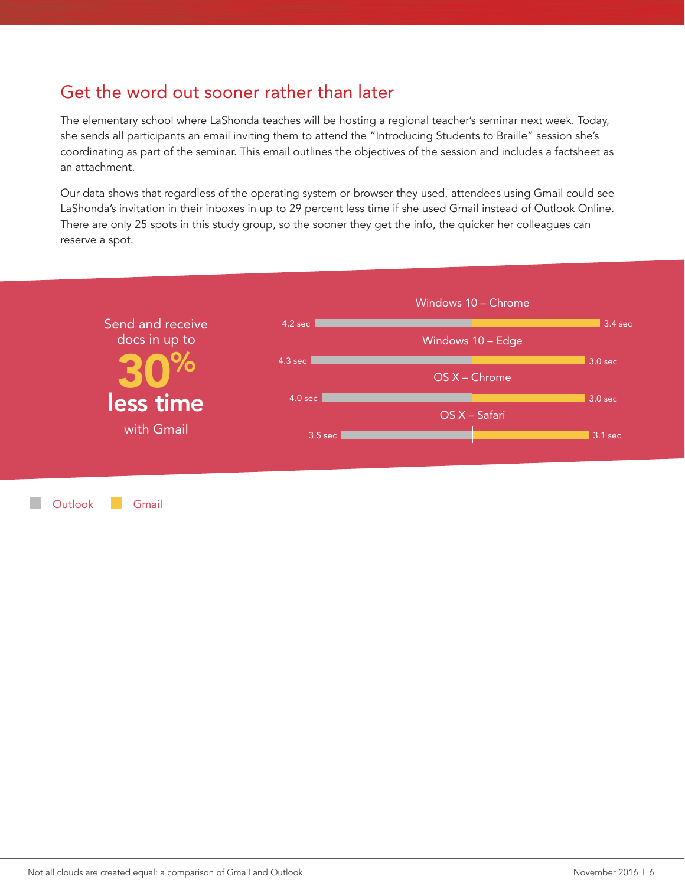## Get the word out sooner rather than later

The elementary school where LaShonda teaches will be hosting a regional teacher's seminar next week. Today, she sends all participants an email inviting them to attend the "Introducing Students to Braille" session she's coordinating as part of the seminar. This email outlines the objectives of the session and includes a factsheet as an attachment.

Our data shows that regardless of the operating system or browser they used, attendees using Gmail could see LaShonda's invitation in their inboxes in up to 29 percent less time if she used Gmail instead of Outlook Online. There are only 25 spots in this study group, so the sooner they get the info, the quicker her colleagues can reserve a spot.

Send and receive docs in up to **30%** **less time** with Gmail

| | Outlook | Gmail |
|---|---|---|
| Windows 10 – Chrome | 4.2 sec | 3.4 sec |
| Windows 10 – Edge | 4.3 sec | 3.0 sec |
| OS X – Chrome | 4.0 sec | 3.0 sec |
| OS X – Safari | 3.5 sec | 3.1 sec |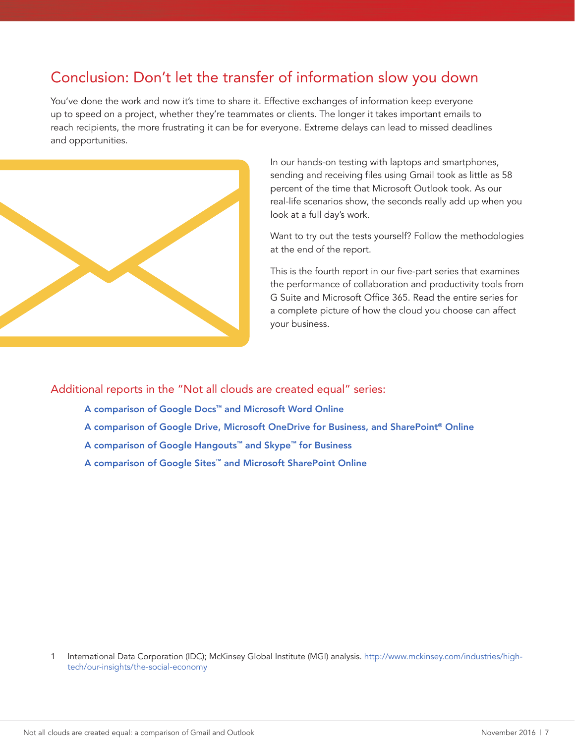## Conclusion: Don't let the transfer of information slow you down

You've done the work and now it's time to share it. Effective exchanges of information keep everyone up to speed on a project, whether they're teammates or clients. The longer it takes important emails to reach recipients, the more frustrating it can be for everyone. Extreme delays can lead to missed deadlines and opportunities.

In our hands-on testing with laptops and smartphones, sending and receiving files using Gmail took as little as 58 percent of the time that Microsoft Outlook took. As our real-life scenarios show, the seconds really add up when you look at a full day's work.

Want to try out the tests yourself? Follow the methodologies at the end of the report.

This is the fourth report in our five-part series that examines the performance of collaboration and productivity tools from G Suite and Microsoft Office 365. Read the entire series for a complete picture of how the cloud you choose can affect your business.

### Additional reports in the "Not all clouds are created equal" series:

**A comparison of Google Docs™ and Microsoft Word Online**

**A comparison of Google Drive, Microsoft OneDrive for Business, and SharePoint® Online**

**A comparison of Google Hangouts™ and Skype™ for Business**

**A comparison of Google Sites™ and Microsoft SharePoint Online**

1 International Data Corporation (IDC); McKinsey Global Institute (MGI) analysis. http://www.mckinsey.com/industries/high-tech/our-insights/the-social-economy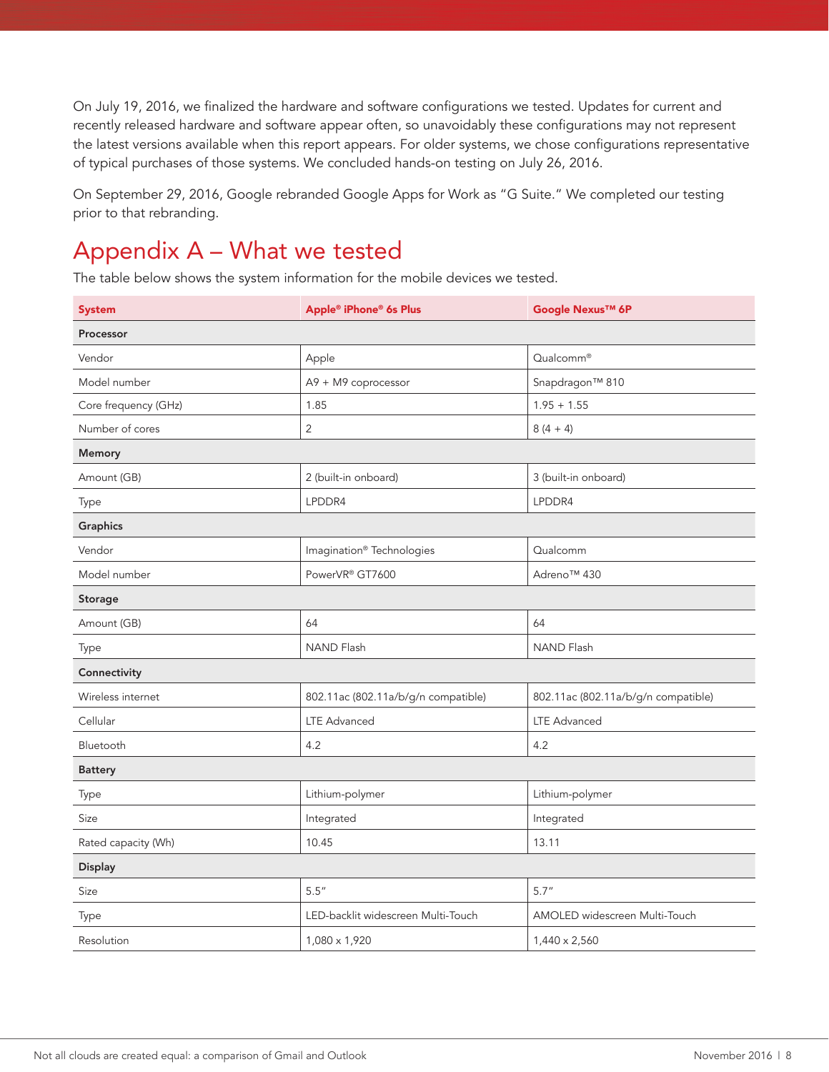On July 19, 2016, we finalized the hardware and software configurations we tested. Updates for current and recently released hardware and software appear often, so unavoidably these configurations may not represent the latest versions available when this report appears. For older systems, we chose configurations representative of typical purchases of those systems. We concluded hands-on testing on July 26, 2016.

On September 29, 2016, Google rebranded Google Apps for Work as "G Suite." We completed our testing prior to that rebranding.

## Appendix A – What we tested

The table below shows the system information for the mobile devices we tested.

| System | Apple® iPhone® 6s Plus | Google Nexus™ 6P |
|---|---|---|
| **Processor** | | |
| Vendor | Apple | Qualcomm® |
| Model number | A9 + M9 coprocessor | Snapdragon™ 810 |
| Core frequency (GHz) | 1.85 | 1.95 + 1.55 |
| Number of cores | 2 | 8 (4 + 4) |
| **Memory** | | |
| Amount (GB) | 2 (built-in onboard) | 3 (built-in onboard) |
| Type | LPDDR4 | LPDDR4 |
| **Graphics** | | |
| Vendor | Imagination® Technologies | Qualcomm |
| Model number | PowerVR® GT7600 | Adreno™ 430 |
| **Storage** | | |
| Amount (GB) | 64 | 64 |
| Type | NAND Flash | NAND Flash |
| **Connectivity** | | |
| Wireless internet | 802.11ac (802.11a/b/g/n compatible) | 802.11ac (802.11a/b/g/n compatible) |
| Cellular | LTE Advanced | LTE Advanced |
| Bluetooth | 4.2 | 4.2 |
| **Battery** | | |
| Type | Lithium-polymer | Lithium-polymer |
| Size | Integrated | Integrated |
| Rated capacity (Wh) | 10.45 | 13.11 |
| **Display** | | |
| Size | 5.5" | 5.7" |
| Type | LED-backlit widescreen Multi-Touch | AMOLED widescreen Multi-Touch |
| Resolution | 1,080 x 1,920 | 1,440 x 2,560 |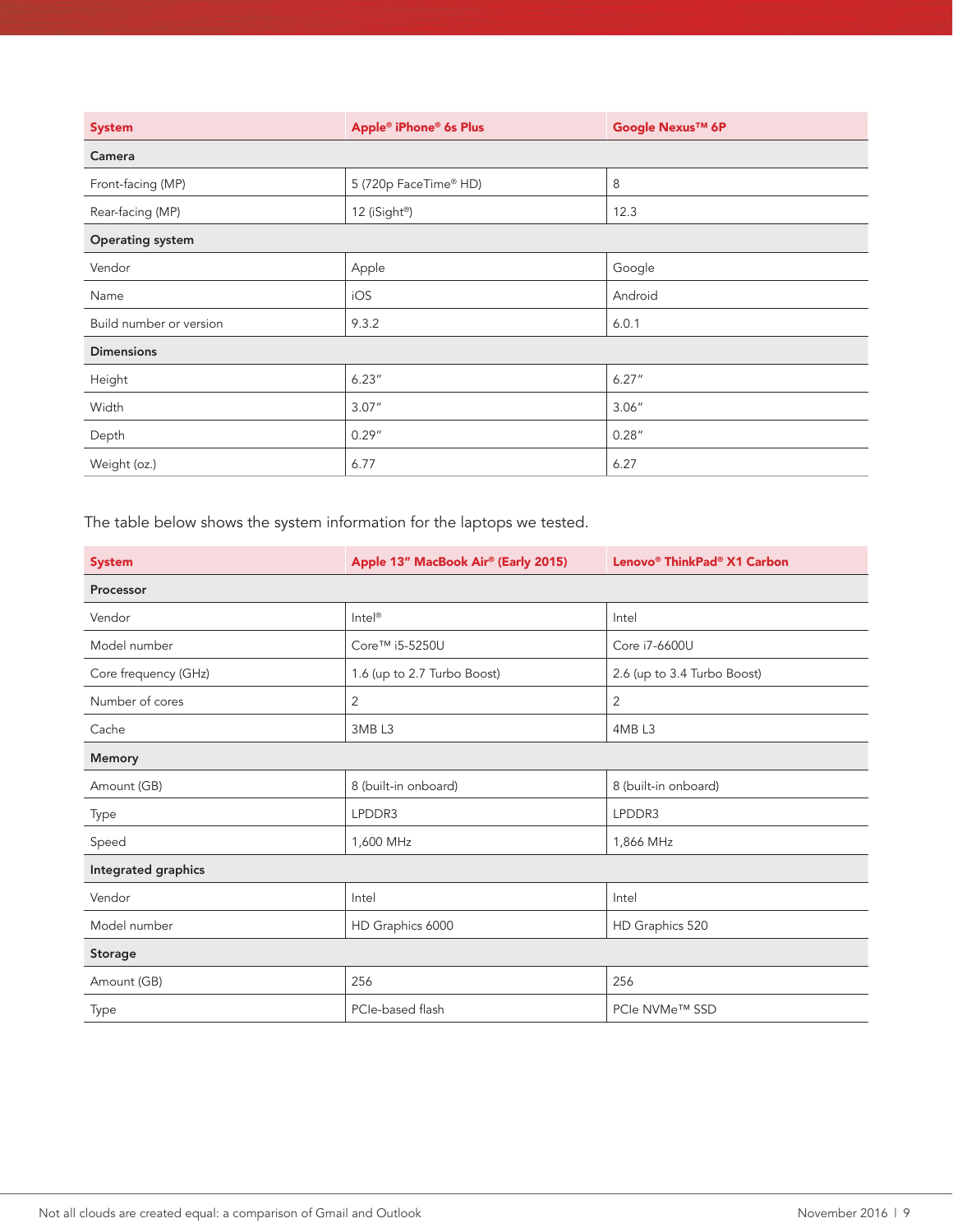| System | Apple® iPhone® 6s Plus | Google Nexus™ 6P |
| --- | --- | --- |
| **Camera** | | |
| Front-facing (MP) | 5 (720p FaceTime® HD) | 8 |
| Rear-facing (MP) | 12 (iSight®) | 12.3 |
| **Operating system** | | |
| Vendor | Apple | Google |
| Name | iOS | Android |
| Build number or version | 9.3.2 | 6.0.1 |
| **Dimensions** | | |
| Height | 6.23″ | 6.27″ |
| Width | 3.07″ | 3.06″ |
| Depth | 0.29″ | 0.28″ |
| Weight (oz.) | 6.77 | 6.27 |

The table below shows the system information for the laptops we tested.

| System | Apple 13" MacBook Air® (Early 2015) | Lenovo® ThinkPad® X1 Carbon |
| --- | --- | --- |
| **Processor** | | |
| Vendor | Intel® | Intel |
| Model number | Core™ i5-5250U | Core i7-6600U |
| Core frequency (GHz) | 1.6 (up to 2.7 Turbo Boost) | 2.6 (up to 3.4 Turbo Boost) |
| Number of cores | 2 | 2 |
| Cache | 3MB L3 | 4MB L3 |
| **Memory** | | |
| Amount (GB) | 8 (built-in onboard) | 8 (built-in onboard) |
| Type | LPDDR3 | LPDDR3 |
| Speed | 1,600 MHz | 1,866 MHz |
| **Integrated graphics** | | |
| Vendor | Intel | Intel |
| Model number | HD Graphics 6000 | HD Graphics 520 |
| **Storage** | | |
| Amount (GB) | 256 | 256 |
| Type | PCIe-based flash | PCIe NVMe™ SSD |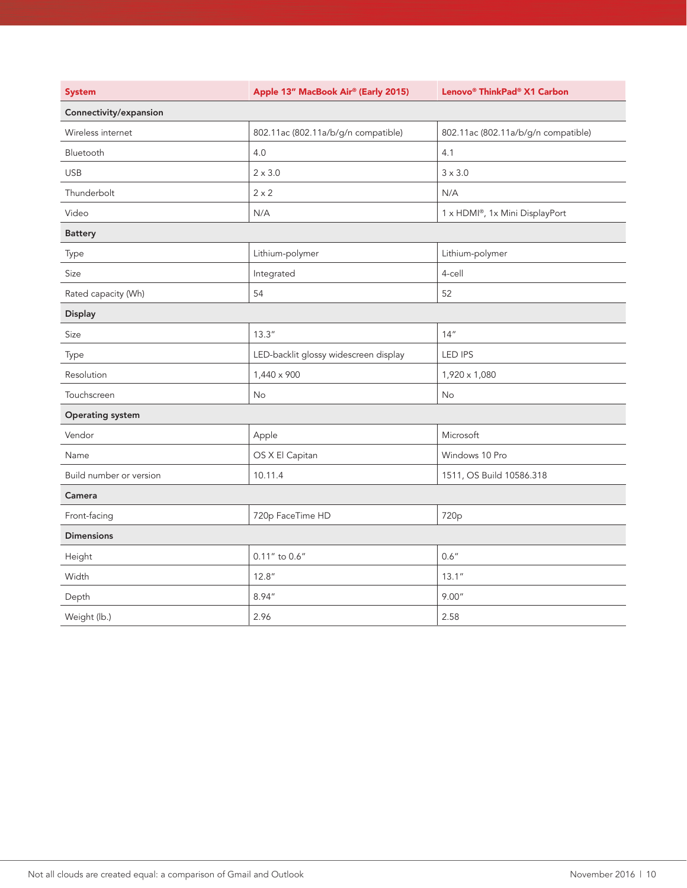| System | Apple 13” MacBook Air® (Early 2015) | Lenovo® ThinkPad® X1 Carbon |
|---|---|---|
| **Connectivity/expansion** | | |
| Wireless internet | 802.11ac (802.11a/b/g/n compatible) | 802.11ac (802.11a/b/g/n compatible) |
| Bluetooth | 4.0 | 4.1 |
| USB | 2 x 3.0 | 3 x 3.0 |
| Thunderbolt | 2 x 2 | N/A |
| Video | N/A | 1 x HDMI®, 1x Mini DisplayPort |
| **Battery** | | |
| Type | Lithium-polymer | Lithium-polymer |
| Size | Integrated | 4-cell |
| Rated capacity (Wh) | 54 | 52 |
| **Display** | | |
| Size | 13.3” | 14” |
| Type | LED-backlit glossy widescreen display | LED IPS |
| Resolution | 1,440 x 900 | 1,920 x 1,080 |
| Touchscreen | No | No |
| **Operating system** | | |
| Vendor | Apple | Microsoft |
| Name | OS X El Capitan | Windows 10 Pro |
| Build number or version | 10.11.4 | 1511, OS Build 10586.318 |
| **Camera** | | |
| Front-facing | 720p FaceTime HD | 720p |
| **Dimensions** | | |
| Height | 0.11” to 0.6” | 0.6” |
| Width | 12.8” | 13.1” |
| Depth | 8.94” | 9.00” |
| Weight (lb.) | 2.96 | 2.58 |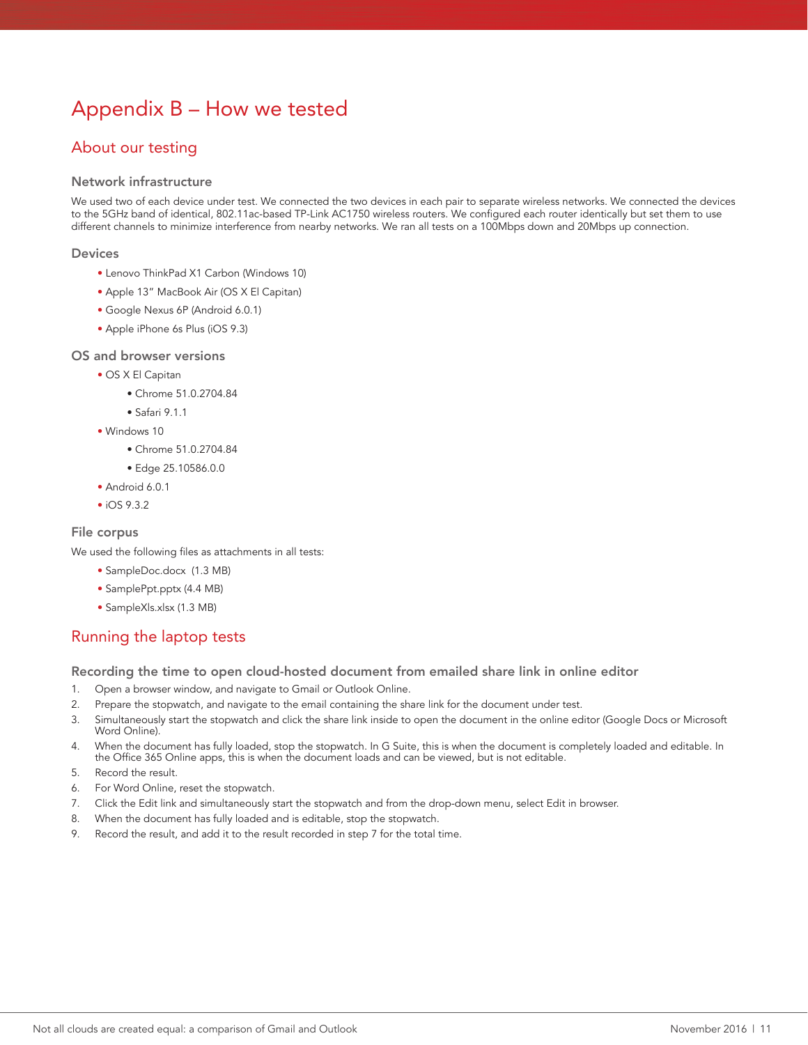# Appendix B – How we tested

## About our testing

### Network infrastructure

We used two of each device under test. We connected the two devices in each pair to separate wireless networks. We connected the devices to the 5GHz band of identical, 802.11ac-based TP-Link AC1750 wireless routers. We configured each router identically but set them to use different channels to minimize interference from nearby networks. We ran all tests on a 100Mbps down and 20Mbps up connection.

### Devices

- Lenovo ThinkPad X1 Carbon (Windows 10)
- Apple 13" MacBook Air (OS X El Capitan)
- Google Nexus 6P (Android 6.0.1)
- Apple iPhone 6s Plus (iOS 9.3)

### OS and browser versions

- OS X El Capitan
    - Chrome 51.0.2704.84
    - Safari 9.1.1
- Windows 10
    - Chrome 51.0.2704.84
    - Edge 25.10586.0.0
- Android 6.0.1
- iOS 9.3.2

### File corpus

We used the following files as attachments in all tests:

- SampleDoc.docx  (1.3 MB)
- SamplePpt.pptx (4.4 MB)
- SampleXls.xlsx (1.3 MB)

## Running the laptop tests

### Recording the time to open cloud-hosted document from emailed share link in online editor

1. Open a browser window, and navigate to Gmail or Outlook Online.
2. Prepare the stopwatch, and navigate to the email containing the share link for the document under test.
3. Simultaneously start the stopwatch and click the share link inside to open the document in the online editor (Google Docs or Microsoft Word Online).
4. When the document has fully loaded, stop the stopwatch. In G Suite, this is when the document is completely loaded and editable. In the Office 365 Online apps, this is when the document loads and can be viewed, but is not editable.
5. Record the result.
6. For Word Online, reset the stopwatch.
7. Click the Edit link and simultaneously start the stopwatch and from the drop-down menu, select Edit in browser.
8. When the document has fully loaded and is editable, stop the stopwatch.
9. Record the result, and add it to the result recorded in step 7 for the total time.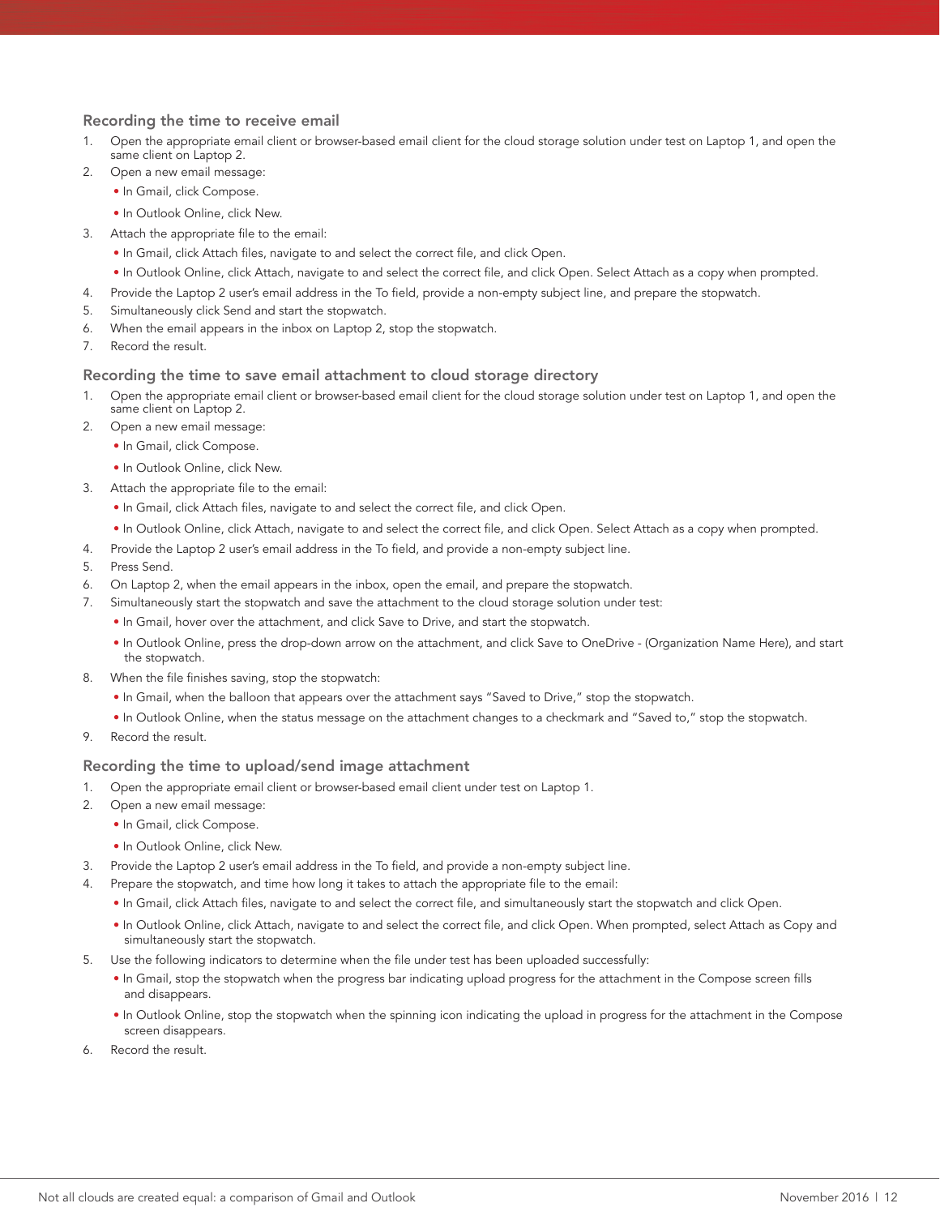### Recording the time to receive email

1. Open the appropriate email client or browser-based email client for the cloud storage solution under test on Laptop 1, and open the same client on Laptop 2.
2. Open a new email message:
   - In Gmail, click Compose.
   - In Outlook Online, click New.
3. Attach the appropriate file to the email:
   - In Gmail, click Attach files, navigate to and select the correct file, and click Open.
   - In Outlook Online, click Attach, navigate to and select the correct file, and click Open. Select Attach as a copy when prompted.
4. Provide the Laptop 2 user's email address in the To field, provide a non-empty subject line, and prepare the stopwatch.
5. Simultaneously click Send and start the stopwatch.
6. When the email appears in the inbox on Laptop 2, stop the stopwatch.
7. Record the result.

### Recording the time to save email attachment to cloud storage directory

1. Open the appropriate email client or browser-based email client for the cloud storage solution under test on Laptop 1, and open the same client on Laptop 2.
2. Open a new email message:
   - In Gmail, click Compose.
   - In Outlook Online, click New.
3. Attach the appropriate file to the email:
   - In Gmail, click Attach files, navigate to and select the correct file, and click Open.
   - In Outlook Online, click Attach, navigate to and select the correct file, and click Open. Select Attach as a copy when prompted.
4. Provide the Laptop 2 user's email address in the To field, and provide a non-empty subject line.
5. Press Send.
6. On Laptop 2, when the email appears in the inbox, open the email, and prepare the stopwatch.
7. Simultaneously start the stopwatch and save the attachment to the cloud storage solution under test:
   - In Gmail, hover over the attachment, and click Save to Drive, and start the stopwatch.
   - In Outlook Online, press the drop-down arrow on the attachment, and click Save to OneDrive - (Organization Name Here), and start the stopwatch.
8. When the file finishes saving, stop the stopwatch:
   - In Gmail, when the balloon that appears over the attachment says "Saved to Drive," stop the stopwatch.
   - In Outlook Online, when the status message on the attachment changes to a checkmark and "Saved to," stop the stopwatch.
9. Record the result.

### Recording the time to upload/send image attachment

1. Open the appropriate email client or browser-based email client under test on Laptop 1.
2. Open a new email message:
   - In Gmail, click Compose.
   - In Outlook Online, click New.
3. Provide the Laptop 2 user's email address in the To field, and provide a non-empty subject line.
4. Prepare the stopwatch, and time how long it takes to attach the appropriate file to the email:
   - In Gmail, click Attach files, navigate to and select the correct file, and simultaneously start the stopwatch and click Open.
   - In Outlook Online, click Attach, navigate to and select the correct file, and click Open. When prompted, select Attach as Copy and simultaneously start the stopwatch.
5. Use the following indicators to determine when the file under test has been uploaded successfully:
   - In Gmail, stop the stopwatch when the progress bar indicating upload progress for the attachment in the Compose screen fills and disappears.
   - In Outlook Online, stop the stopwatch when the spinning icon indicating the upload in progress for the attachment in the Compose screen disappears.
6. Record the result.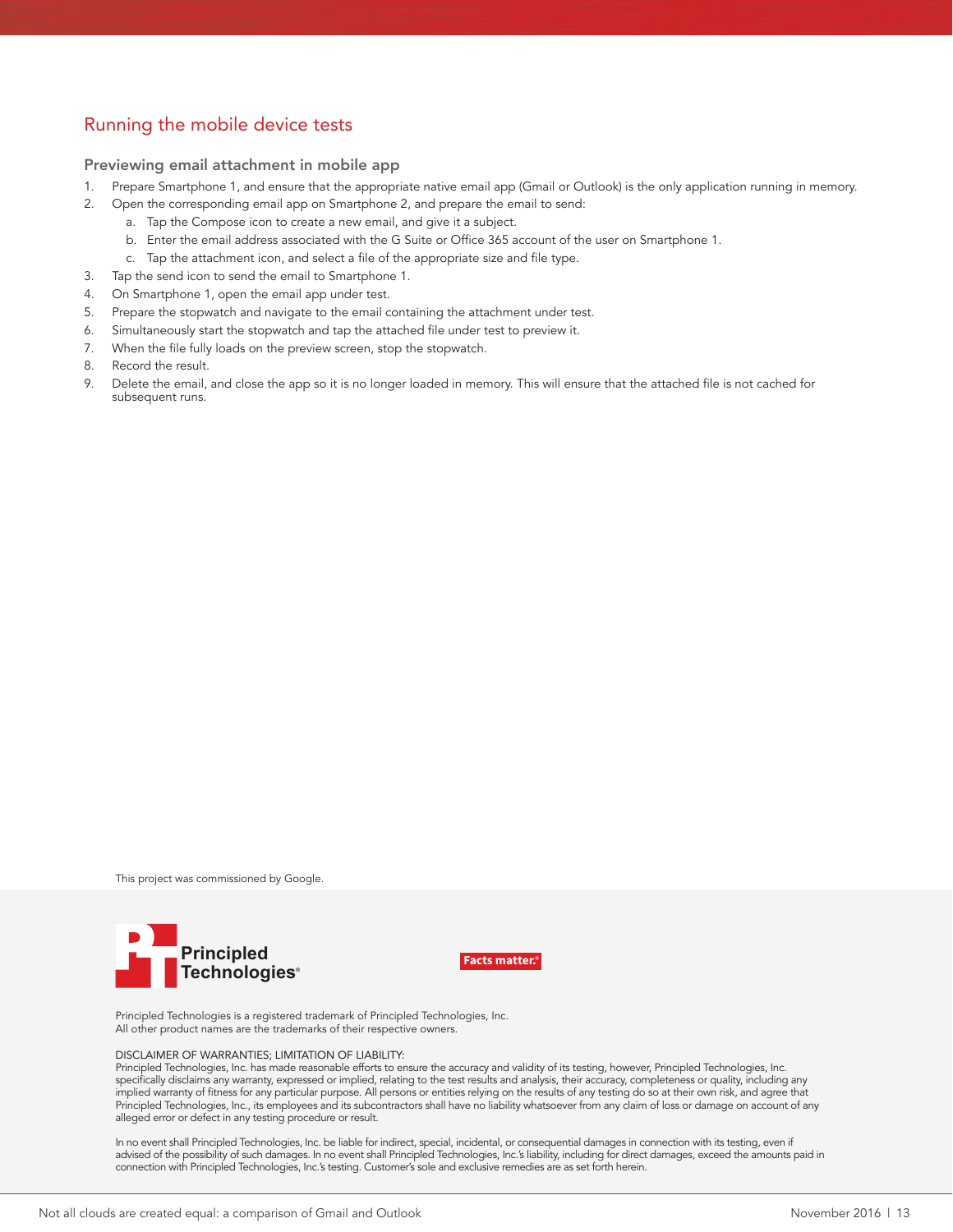## Running the mobile device tests

### Previewing email attachment in mobile app

1. Prepare Smartphone 1, and ensure that the appropriate native email app (Gmail or Outlook) is the only application running in memory.
2. Open the corresponding email app on Smartphone 2, and prepare the email to send:
   a. Tap the Compose icon to create a new email, and give it a subject.
   b. Enter the email address associated with the G Suite or Office 365 account of the user on Smartphone 1.
   c. Tap the attachment icon, and select a file of the appropriate size and file type.
3. Tap the send icon to send the email to Smartphone 1.
4. On Smartphone 1, open the email app under test.
5. Prepare the stopwatch and navigate to the email containing the attachment under test.
6. Simultaneously start the stopwatch and tap the attached file under test to preview it.
7. When the file fully loads on the preview screen, stop the stopwatch.
8. Record the result.
9. Delete the email, and close the app so it is no longer loaded in memory. This will ensure that the attached file is not cached for subsequent runs.

This project was commissioned by Google.

Principled Technologies®

Facts matter.®

Principled Technologies is a registered trademark of Principled Technologies, Inc.
All other product names are the trademarks of their respective owners.

DISCLAIMER OF WARRANTIES; LIMITATION OF LIABILITY:
Principled Technologies, Inc. has made reasonable efforts to ensure the accuracy and validity of its testing, however, Principled Technologies, Inc. specifically disclaims any warranty, expressed or implied, relating to the test results and analysis, their accuracy, completeness or quality, including any implied warranty of fitness for any particular purpose. All persons or entities relying on the results of any testing do so at their own risk, and agree that Principled Technologies, Inc., its employees and its subcontractors shall have no liability whatsoever from any claim of loss or damage on account of any alleged error or defect in any testing procedure or result.

In no event shall Principled Technologies, Inc. be liable for indirect, special, incidental, or consequential damages in connection with its testing, even if advised of the possibility of such damages. In no event shall Principled Technologies, Inc.'s liability, including for direct damages, exceed the amounts paid in connection with Principled Technologies, Inc.'s testing. Customer's sole and exclusive remedies are as set forth herein.